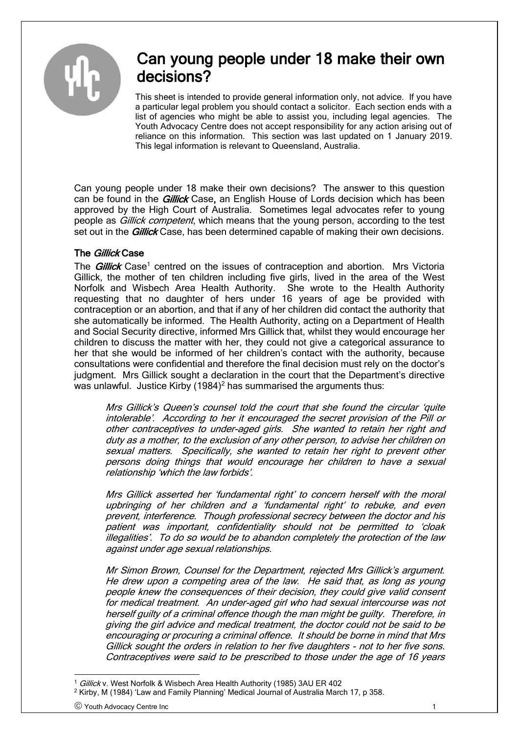# Can young people under 18 make their own decisions?

This sheet is intended to provide general information only, not advice. If you have a particular legal problem you should contact a solicitor. Each section ends with a list of agencies who might be able to assist you, including legal agencies. The Youth Advocacy Centre does not accept responsibility for any action arising out of reliance on this information. This section was last updated on 1 January 2019. This legal information is relevant to Queensland, Australia.

Can young people under 18 make their own decisions? The answer to this question can be found in the ***Gillick*** Case**,** an English House of Lords decision which has been approved by the High Court of Australia. Sometimes legal advocates refer to young people as *Gillick competent*, which means that the young person, according to the test set out in the ***Gillick*** Case, has been determined capable of making their own decisions.

## The *Gillick* Case

The ***Gillick*** Case[1] centred on the issues of contraception and abortion. Mrs Victoria Gillick, the mother of ten children including five girls, lived in the area of the West Norfolk and Wisbech Area Health Authority. She wrote to the Health Authority requesting that no daughter of hers under 16 years of age be provided with contraception or an abortion, and that if any of her children did contact the authority that she automatically be informed. The Health Authority, acting on a Department of Health and Social Security directive, informed Mrs Gillick that, whilst they would encourage her children to discuss the matter with her, they could not give a categorical assurance to her that she would be informed of her children's contact with the authority, because consultations were confidential and therefore the final decision must rely on the doctor's judgment. Mrs Gillick sought a declaration in the court that the Department's directive was unlawful. Justice Kirby (1984)[2] has summarised the arguments thus:

> *Mrs Gillick's Queen's counsel told the court that she found the circular 'quite intolerable'. According to her it encouraged the secret provision of the Pill or other contraceptives to under-aged girls. She wanted to retain her right and duty as a mother, to the exclusion of any other person, to advise her children on sexual matters. Specifically, she wanted to retain her right to prevent other persons doing things that would encourage her children to have a sexual relationship 'which the law forbids'.*
>
> *Mrs Gillick asserted her 'fundamental right' to concern herself with the moral upbringing of her children and a 'fundamental right' to rebuke, and even prevent, interference. Though professional secrecy between the doctor and his patient was important, confidentiality should not be permitted to 'cloak illegalities'. To do so would be to abandon completely the protection of the law against under age sexual relationships.*
>
> *Mr Simon Brown, Counsel for the Department, rejected Mrs Gillick's argument. He drew upon a competing area of the law. He said that, as long as young people knew the consequences of their decision, they could give valid consent for medical treatment. An under-aged girl who had sexual intercourse was not herself guilty of a criminal offence though the man might be guilty. Therefore, in giving the girl advice and medical treatment, the doctor could not be said to be encouraging or procuring a criminal offence. It should be borne in mind that Mrs Gillick sought the orders in relation to her five daughters - not to her five sons. Contraceptives were said to be prescribed to those under the age of 16 years*

---

[1] *Gillick* v. West Norfolk & Wisbech Area Health Authority (1985) 3AU ER 402

[2] Kirby, M (1984) 'Law and Family Planning' Medical Journal of Australia March 17, p 358.

© Youth Advocacy Centre Inc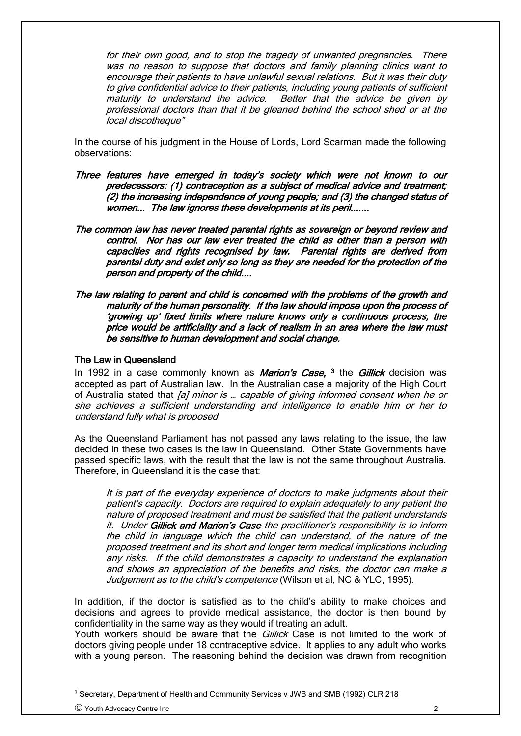*for their own good, and to stop the tragedy of unwanted pregnancies. There was no reason to suppose that doctors and family planning clinics want to encourage their patients to have unlawful sexual relations. But it was their duty to give confidential advice to their patients, including young patients of sufficient maturity to understand the advice. Better that the advice be given by professional doctors than that it be gleaned behind the school shed or at the local discotheque"*

In the course of his judgment in the House of Lords, Lord Scarman made the following observations:

***Three features have emerged in today's society which were not known to our predecessors: (1) contraception as a subject of medical advice and treatment; (2) the increasing independence of young people; and (3) the changed status of women... The law ignores these developments at its peril.......***

***The common law has never treated parental rights as sovereign or beyond review and control. Nor has our law ever treated the child as other than a person with capacities and rights recognised by law. Parental rights are derived from parental duty and exist only so long as they are needed for the protection of the person and property of the child....***

***The law relating to parent and child is concerned with the problems of the growth and maturity of the human personality. If the law should impose upon the process of 'growing up' fixed limits where nature knows only a continuous process, the price would be artificiality and a lack of realism in an area where the law must be sensitive to human development and social change.***

**The Law in Queensland**

In 1992 in a case commonly known as ***Marion's Case,*** [3] the ***Gillick*** decision was accepted as part of Australian law. In the Australian case a majority of the High Court of Australia stated that *[a] minor is … capable of giving informed consent when he or she achieves a sufficient understanding and intelligence to enable him or her to understand fully what is proposed.*

As the Queensland Parliament has not passed any laws relating to the issue, the law decided in these two cases is the law in Queensland. Other State Governments have passed specific laws, with the result that the law is not the same throughout Australia. Therefore, in Queensland it is the case that:

> *It is part of the everyday experience of doctors to make judgments about their patient's capacity. Doctors are required to explain adequately to any patient the nature of proposed treatment and must be satisfied that the patient understands it. Under* ***Gillick and Marion's Case*** *the practitioner's responsibility is to inform the child in language which the child can understand, of the nature of the proposed treatment and its short and longer term medical implications including any risks. If the child demonstrates a capacity to understand the explanation and shows an appreciation of the benefits and risks, the doctor can make a Judgement as to the child's competence* (Wilson et al, NC & YLC, 1995).

In addition, if the doctor is satisfied as to the child's ability to make choices and decisions and agrees to provide medical assistance, the doctor is then bound by confidentiality in the same way as they would if treating an adult.

Youth workers should be aware that the *Gillick* Case is not limited to the work of doctors giving people under 18 contraceptive advice. It applies to any adult who works with a young person. The reasoning behind the decision was drawn from recognition

[3] Secretary, Department of Health and Community Services v JWB and SMB (1992) CLR 218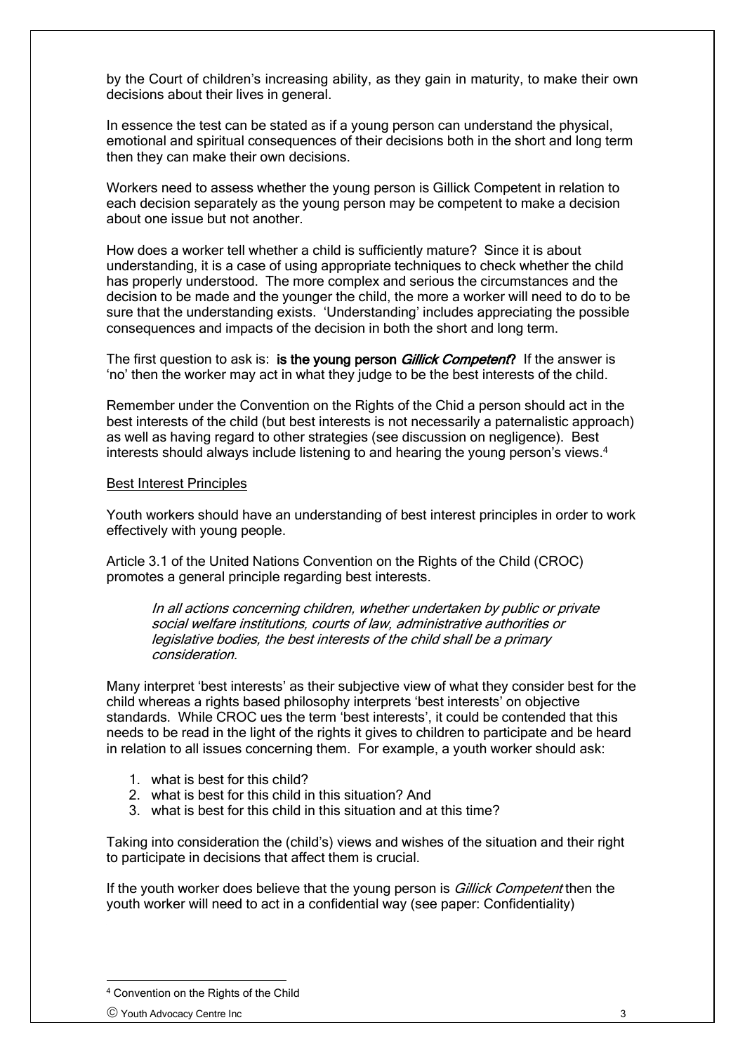by the Court of children's increasing ability, as they gain in maturity, to make their own decisions about their lives in general.

In essence the test can be stated as if a young person can understand the physical, emotional and spiritual consequences of their decisions both in the short and long term then they can make their own decisions.

Workers need to assess whether the young person is Gillick Competent in relation to each decision separately as the young person may be competent to make a decision about one issue but not another.

How does a worker tell whether a child is sufficiently mature? Since it is about understanding, it is a case of using appropriate techniques to check whether the child has properly understood. The more complex and serious the circumstances and the decision to be made and the younger the child, the more a worker will need to do to be sure that the understanding exists. 'Understanding' includes appreciating the possible consequences and impacts of the decision in both the short and long term.

The first question to ask is: **is the young person *Gillick Competent*?** If the answer is 'no' then the worker may act in what they judge to be the best interests of the child.

Remember under the Convention on the Rights of the Chid a person should act in the best interests of the child (but best interests is not necessarily a paternalistic approach) as well as having regard to other strategies (see discussion on negligence). Best interests should always include listening to and hearing the young person's views.[4]

<u>Best Interest Principles</u>

Youth workers should have an understanding of best interest principles in order to work effectively with young people.

Article 3.1 of the United Nations Convention on the Rights of the Child (CROC) promotes a general principle regarding best interests.

> *In all actions concerning children, whether undertaken by public or private social welfare institutions, courts of law, administrative authorities or legislative bodies, the best interests of the child shall be a primary consideration.*

Many interpret 'best interests' as their subjective view of what they consider best for the child whereas a rights based philosophy interprets 'best interests' on objective standards. While CROC ues the term 'best interests', it could be contended that this needs to be read in the light of the rights it gives to children to participate and be heard in relation to all issues concerning them. For example, a youth worker should ask:

1. what is best for this child?
2. what is best for this child in this situation? And
3. what is best for this child in this situation and at this time?

Taking into consideration the (child's) views and wishes of the situation and their right to participate in decisions that affect them is crucial.

If the youth worker does believe that the young person is *Gillick Competent* then the youth worker will need to act in a confidential way (see paper: Confidentiality)

[4] Convention on the Rights of the Child

© Youth Advocacy Centre Inc